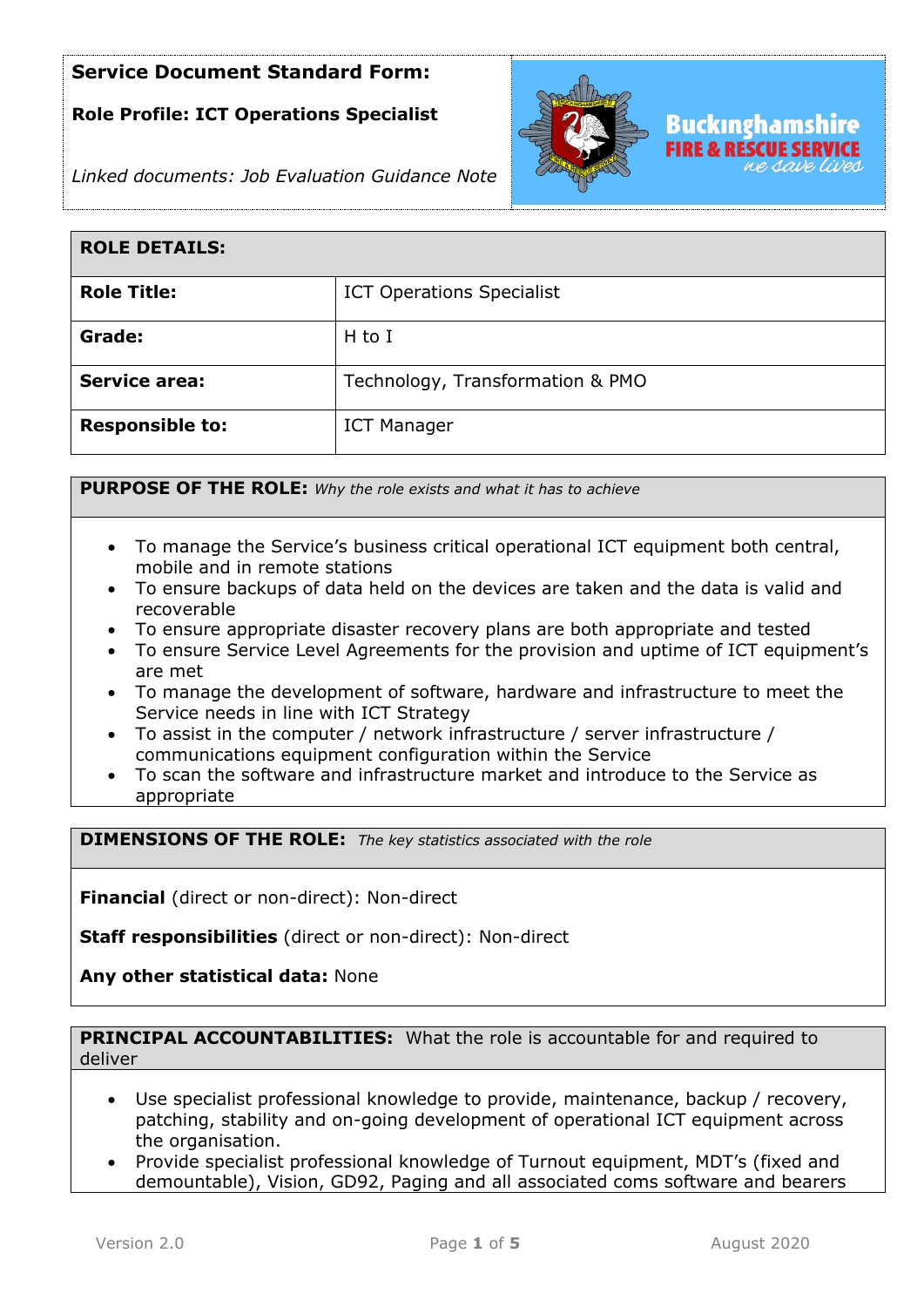**Service Document Standard Form:**

**Role Profile: ICT Operations Specialist**

*Linked documents: Job Evaluation Guidance Note*

Buckinghamshire FIRE & RESCUE SERVICE *we save lives*

| **ROLE DETAILS:** | |
|---|---|
| **Role Title:** | ICT Operations Specialist |
| **Grade:** | H to I |
| **Service area:** | Technology, Transformation & PMO |
| **Responsible to:** | ICT Manager |

**PURPOSE OF THE ROLE:** *Why the role exists and what it has to achieve*

- To manage the Service's business critical operational ICT equipment both central, mobile and in remote stations
- To ensure backups of data held on the devices are taken and the data is valid and recoverable
- To ensure appropriate disaster recovery plans are both appropriate and tested
- To ensure Service Level Agreements for the provision and uptime of ICT equipment's are met
- To manage the development of software, hardware and infrastructure to meet the Service needs in line with ICT Strategy
- To assist in the computer / network infrastructure / server infrastructure / communications equipment configuration within the Service
- To scan the software and infrastructure market and introduce to the Service as appropriate

**DIMENSIONS OF THE ROLE:** *The key statistics associated with the role*

**Financial** (direct or non-direct): Non-direct

**Staff responsibilities** (direct or non-direct): Non-direct

**Any other statistical data:** None

**PRINCIPAL ACCOUNTABILITIES:** What the role is accountable for and required to deliver

- Use specialist professional knowledge to provide, maintenance, backup / recovery, patching, stability and on-going development of operational ICT equipment across the organisation.
- Provide specialist professional knowledge of Turnout equipment, MDT's (fixed and demountable), Vision, GD92, Paging and all associated coms software and bearers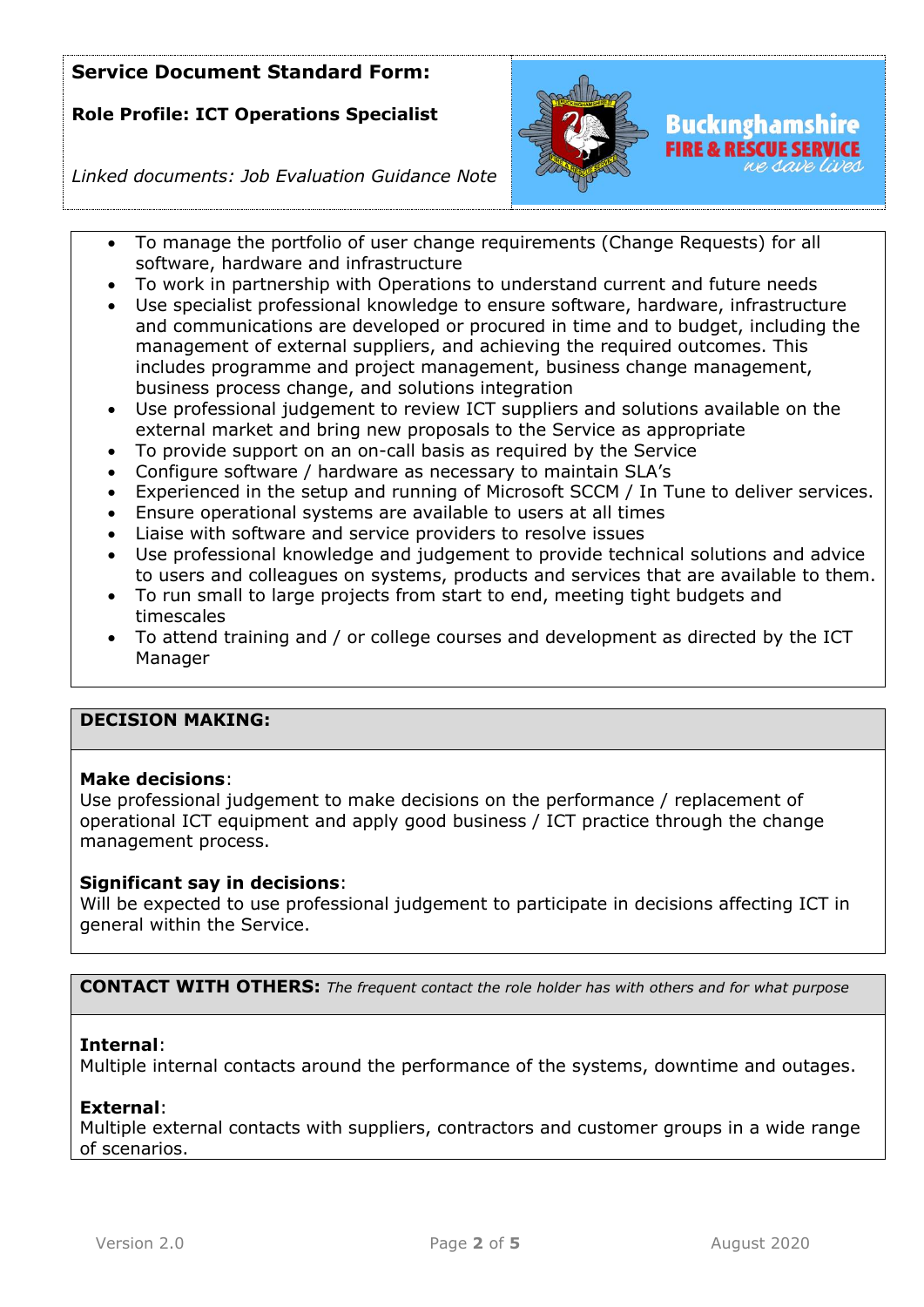- To manage the portfolio of user change requirements (Change Requests) for all software, hardware and infrastructure
- To work in partnership with Operations to understand current and future needs
- Use specialist professional knowledge to ensure software, hardware, infrastructure and communications are developed or procured in time and to budget, including the management of external suppliers, and achieving the required outcomes. This includes programme and project management, business change management, business process change, and solutions integration
- Use professional judgement to review ICT suppliers and solutions available on the external market and bring new proposals to the Service as appropriate
- To provide support on an on-call basis as required by the Service
- Configure software / hardware as necessary to maintain SLA's
- Experienced in the setup and running of Microsoft SCCM / In Tune to deliver services.
- Ensure operational systems are available to users at all times
- Liaise with software and service providers to resolve issues
- Use professional knowledge and judgement to provide technical solutions and advice to users and colleagues on systems, products and services that are available to them.
- To run small to large projects from start to end, meeting tight budgets and timescales
- To attend training and / or college courses and development as directed by the ICT Manager

## DECISION MAKING:

**Make decisions**:
Use professional judgement to make decisions on the performance / replacement of operational ICT equipment and apply good business / ICT practice through the change management process.

**Significant say in decisions**:
Will be expected to use professional judgement to participate in decisions affecting ICT in general within the Service.

## CONTACT WITH OTHERS: *The frequent contact the role holder has with others and for what purpose*

**Internal**:
Multiple internal contacts around the performance of the systems, downtime and outages.

**External**:
Multiple external contacts with suppliers, contractors and customer groups in a wide range of scenarios.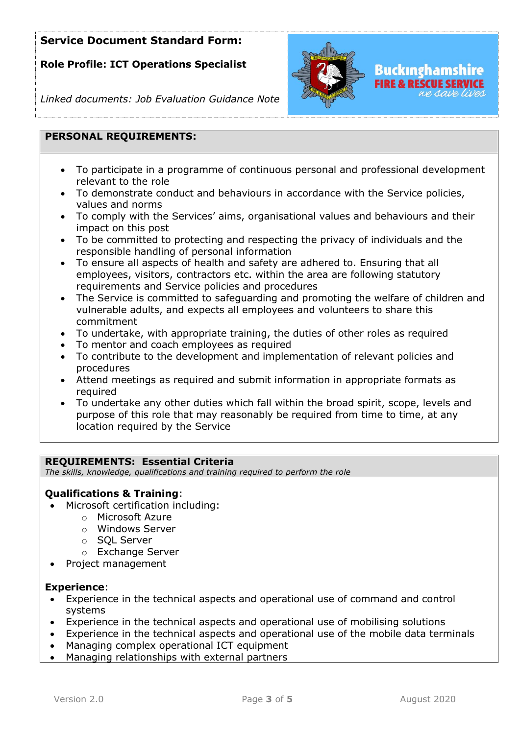**Service Document Standard Form:**

**Role Profile: ICT Operations Specialist**

*Linked documents: Job Evaluation Guidance Note*

## PERSONAL REQUIREMENTS:

- To participate in a programme of continuous personal and professional development relevant to the role
- To demonstrate conduct and behaviours in accordance with the Service policies, values and norms
- To comply with the Services' aims, organisational values and behaviours and their impact on this post
- To be committed to protecting and respecting the privacy of individuals and the responsible handling of personal information
- To ensure all aspects of health and safety are adhered to. Ensuring that all employees, visitors, contractors etc. within the area are following statutory requirements and Service policies and procedures
- The Service is committed to safeguarding and promoting the welfare of children and vulnerable adults, and expects all employees and volunteers to share this commitment
- To undertake, with appropriate training, the duties of other roles as required
- To mentor and coach employees as required
- To contribute to the development and implementation of relevant policies and procedures
- Attend meetings as required and submit information in appropriate formats as required
- To undertake any other duties which fall within the broad spirit, scope, levels and purpose of this role that may reasonably be required from time to time, at any location required by the Service

## REQUIREMENTS: Essential Criteria

*The skills, knowledge, qualifications and training required to perform the role*

**Qualifications & Training**:

- Microsoft certification including:
  - Microsoft Azure
  - Windows Server
  - SQL Server
  - Exchange Server
- Project management

**Experience**:

- Experience in the technical aspects and operational use of command and control systems
- Experience in the technical aspects and operational use of mobilising solutions
- Experience in the technical aspects and operational use of the mobile data terminals
- Managing complex operational ICT equipment
- Managing relationships with external partners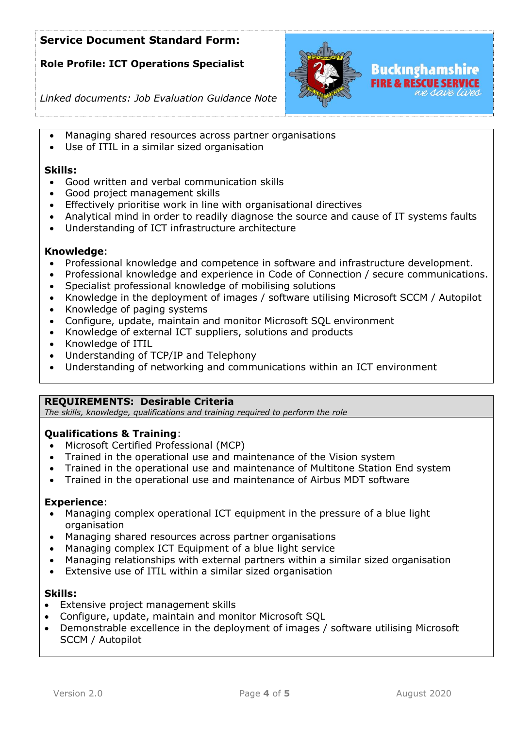- Managing shared resources across partner organisations
- Use of ITIL in a similar sized organisation

**Skills:**

- Good written and verbal communication skills
- Good project management skills
- Effectively prioritise work in line with organisational directives
- Analytical mind in order to readily diagnose the source and cause of IT systems faults
- Understanding of ICT infrastructure architecture

**Knowledge**:

- Professional knowledge and competence in software and infrastructure development.
- Professional knowledge and experience in Code of Connection / secure communications.
- Specialist professional knowledge of mobilising solutions
- Knowledge in the deployment of images / software utilising Microsoft SCCM / Autopilot
- Knowledge of paging systems
- Configure, update, maintain and monitor Microsoft SQL environment
- Knowledge of external ICT suppliers, solutions and products
- Knowledge of ITIL
- Understanding of TCP/IP and Telephony
- Understanding of networking and communications within an ICT environment

## REQUIREMENTS: Desirable Criteria

*The skills, knowledge, qualifications and training required to perform the role*

**Qualifications & Training**:

- Microsoft Certified Professional (MCP)
- Trained in the operational use and maintenance of the Vision system
- Trained in the operational use and maintenance of Multitone Station End system
- Trained in the operational use and maintenance of Airbus MDT software

**Experience**:

- Managing complex operational ICT equipment in the pressure of a blue light organisation
- Managing shared resources across partner organisations
- Managing complex ICT Equipment of a blue light service
- Managing relationships with external partners within a similar sized organisation
- Extensive use of ITIL within a similar sized organisation

**Skills:**

- Extensive project management skills
- Configure, update, maintain and monitor Microsoft SQL
- Demonstrable excellence in the deployment of images / software utilising Microsoft SCCM / Autopilot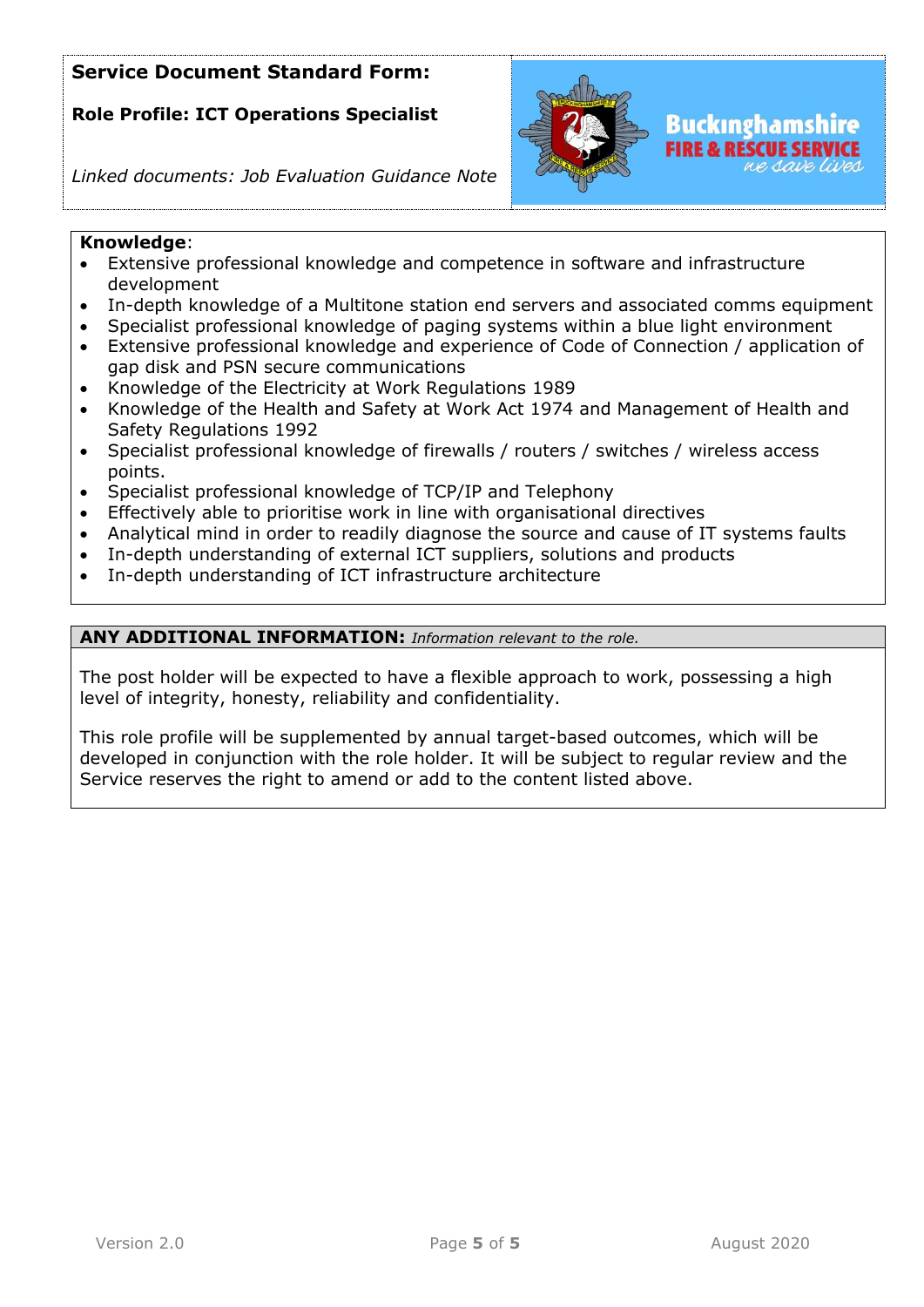**Knowledge**:

- Extensive professional knowledge and competence in software and infrastructure development
- In-depth knowledge of a Multitone station end servers and associated comms equipment
- Specialist professional knowledge of paging systems within a blue light environment
- Extensive professional knowledge and experience of Code of Connection / application of gap disk and PSN secure communications
- Knowledge of the Electricity at Work Regulations 1989
- Knowledge of the Health and Safety at Work Act 1974 and Management of Health and Safety Regulations 1992
- Specialist professional knowledge of firewalls / routers / switches / wireless access points.
- Specialist professional knowledge of TCP/IP and Telephony
- Effectively able to prioritise work in line with organisational directives
- Analytical mind in order to readily diagnose the source and cause of IT systems faults
- In-depth understanding of external ICT suppliers, solutions and products
- In-depth understanding of ICT infrastructure architecture

**ANY ADDITIONAL INFORMATION:** *Information relevant to the role.*

The post holder will be expected to have a flexible approach to work, possessing a high level of integrity, honesty, reliability and confidentiality.

This role profile will be supplemented by annual target-based outcomes, which will be developed in conjunction with the role holder. It will be subject to regular review and the Service reserves the right to amend or add to the content listed above.